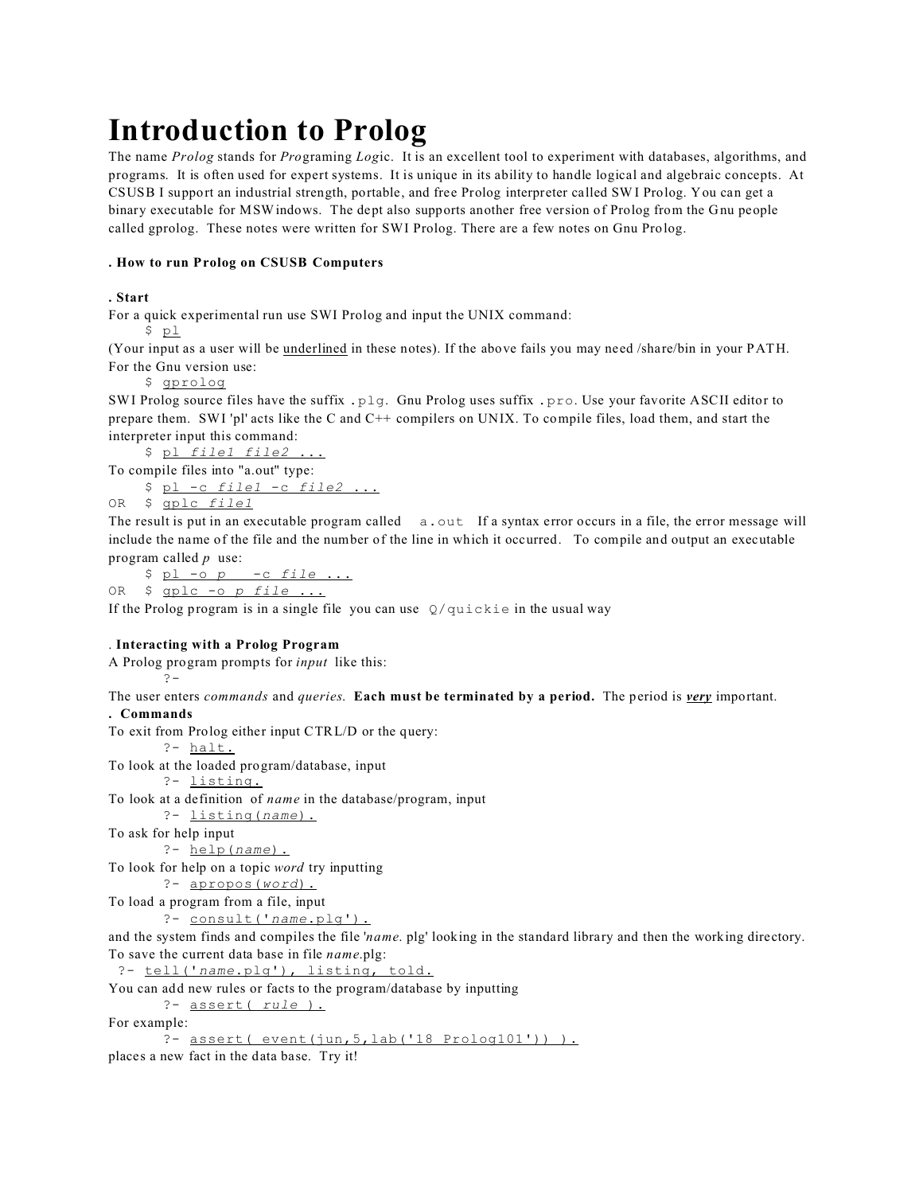# Introduction to Prolog

The name *Prolog* stands for *Pro*graming *Log*ic. It is an excellent tool to experiment with databases, algorithms, and programs. It is often used for expert systems. It is unique in its ability to handle logical and algebraic concepts. At CSUSB I support an industrial strength, portable, and free Prolog interpreter called SWI Prolog. You can get a binary executable for MSWindows. The dept also supports another free version of Prolog from the Gnu people called gprolog. These notes were written for SWI Prolog. There are a few notes on Gnu Prolog.

**. How to run Prolog on CSUSB Computers**

**. Start**

For a quick experimental run use SWI Prolog and input the UNIX command:

```
$ pl
```

(Your input as a user will be underlined in these notes). If the above fails you may need /share/bin in your PATH. For the Gnu version use:

```
$ gprolog
```

SWI Prolog source files have the suffix `.plg`. Gnu Prolog uses suffix `.pro`. Use your favorite ASCII editor to prepare them. SWI 'pl' acts like the C and C++ compilers on UNIX. To compile files, load them, and start the interpreter input this command:

```
$ pl file1 file2 ...
```

To compile files into "a.out" type:

```
   $ pl -c file1 -c file2 ...
OR $ gplc file1
```

The result is put in an executable program called `a.out` If a syntax error occurs in a file, the error message will include the name of the file and the number of the line in which it occurred. To compile and output an executable program called *p* use:

```
   $ pl -o p   -c file ...
OR $ gplc -o p file ...
```

If the Prolog program is in a single file you can use `Q/quickie` in the usual way

**. Interacting with a Prolog Program**

A Prolog program prompts for *input* like this:

```
?-
```

The user enters *commands* and *queries*. **Each must be terminated by a period.** The period is ***very*** important.

**. Commands**

To exit from Prolog either input CTRL/D or the query:

```
?- halt.
```

To look at the loaded program/database, input

```
?- listing.
```

To look at a definition of *name* in the database/program, input

```
?- listing(name).
```

To ask for help input

```
?- help(name).
```

To look for help on a topic *word* try inputting

```
?- apropos(word).
```

To load a program from a file, input

```
?- consult('name.plg').
```

and the system finds and compiles the file '*name*. plg' looking in the standard library and then the working directory. To save the current data base in file *name*.plg:

```
?- tell('name.plg'), listing, told.
```

You can add new rules or facts to the program/database by inputting

```
?- assert( rule ).
```

For example:

```
?- assert( event(jun,5,lab('18 Prolog101')) ).
```

places a new fact in the data base. Try it!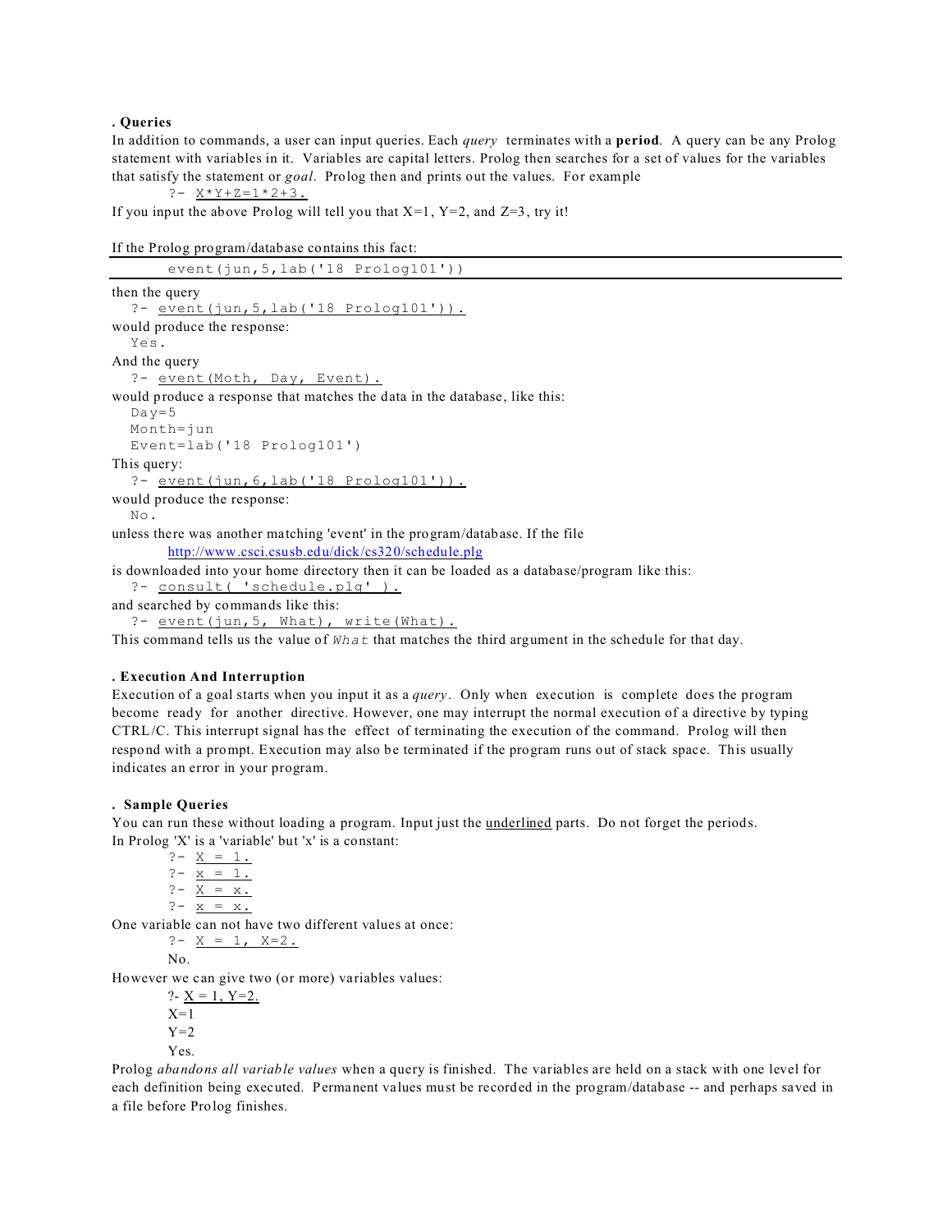### . Queries

In addition to commands, a user can input queries. Each *query* terminates with a **period**. A query can be any Prolog statement with variables in it. Variables are capital letters. Prolog then searches for a set of values for the variables that satisfy the statement or *goal*. Prolog then and prints out the values. For example

```
?- X*Y+Z=1*2+3.
```

If you input the above Prolog will tell you that X=1, Y=2, and Z=3, try it!

If the Prolog program/database contains this fact:

```
event(jun,5,lab('18 Prolog101'))
```

then the query

```
?- event(jun,5,lab('18 Prolog101')).
```

would produce the response:

```
Yes.
```

And the query

```
?- event(Moth, Day, Event).
```

would produce a response that matches the data in the database, like this:

```
Day=5
Month=jun
Event=lab('18 Prolog101')
```

This query:

```
?- event(jun,6,lab('18 Prolog101')).
```

would produce the response:

```
No.
```

unless there was another matching 'event' in the program/database. If the file

http://www.csci.csusb.edu/dick/cs320/schedule.plg

is downloaded into your home directory then it can be loaded as a database/program like this:

```
?- consult( 'schedule.plg' ).
```

and searched by commands like this:

```
?- event(jun,5, What), write(What).
```

This command tells us the value of *What* that matches the third argument in the schedule for that day.

### . Execution And Interruption

Execution of a goal starts when you input it as a *query*. Only when execution is complete does the program become ready for another directive. However, one may interrupt the normal execution of a directive by typing CTRL/C. This interrupt signal has the effect of terminating the execution of the command. Prolog will then respond with a prompt. Execution may also be terminated if the program runs out of stack space. This usually indicates an error in your program.

### . Sample Queries

You can run these without loading a program. Input just the underlined parts. Do not forget the periods.

In Prolog 'X' is a 'variable' but 'x' is a constant:

```
?- X = 1.
?- x = 1.
?- X = x.
?- x = x.
```

One variable can not have two different values at once:

```
?- X = 1, X=2.
No.
```

However we can give two (or more) variables values:

```
?- X = 1, Y=2.
X=1
Y=2
Yes.
```

Prolog *abandons all variable values* when a query is finished. The variables are held on a stack with one level for each definition being executed. Permanent values must be recorded in the program/database -- and perhaps saved in a file before Prolog finishes.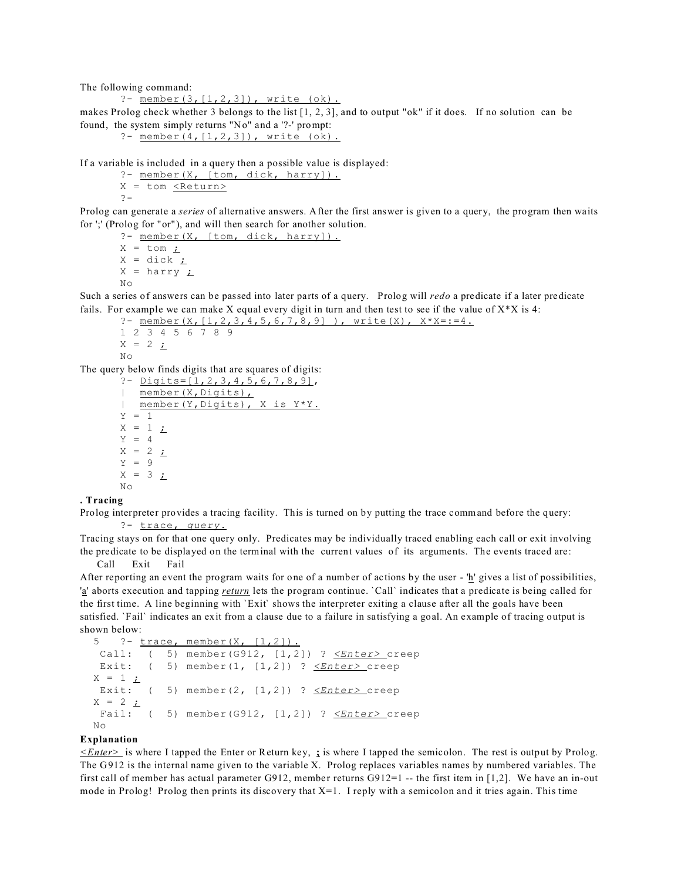The following command:

```
?- member(3,[1,2,3]), write (ok).
```

makes Prolog check whether 3 belongs to the list [1, 2, 3], and to output "ok" if it does. If no solution can be found, the system simply returns "No" and a '?-' prompt:

```
?- member(4,[1,2,3]), write (ok).
```

If a variable is included in a query then a possible value is displayed:

```
?- member(X, [tom, dick, harry]).
X = tom <Return>
?-
```

Prolog can generate a *series* of alternative answers. After the first answer is given to a query, the program then waits for ';' (Prolog for "or"), and will then search for another solution.

```
?- member(X, [tom, dick, harry]).
X = tom ;
X = dick ;
X = harry ;
No
```

Such a series of answers can be passed into later parts of a query. Prolog will *redo* a predicate if a later predicate fails. For example we can make X equal every digit in turn and then test to see if the value of X*X is 4:

```
?- member(X,[1,2,3,4,5,6,7,8,9] ), write(X), X*X=:=4.
1 2 3 4 5 6 7 8 9
X = 2 ;
No
```

The query below finds digits that are squares of digits:

```
?- Digits=[1,2,3,4,5,6,7,8,9],
|  member(X,Digits),
|  member(Y,Digits), X is Y*Y.
Y = 1
X = 1 ;
Y = 4
X = 2 ;
Y = 9
X = 3 ;
No
```

**. Tracing**

Prolog interpreter provides a tracing facility. This is turned on by putting the trace command before the query:

```
?- trace, query.
```

Tracing stays on for that one query only. Predicates may be individually traced enabling each call or exit involving the predicate to be displayed on the terminal with the current values of its arguments. The events traced are:

Call Exit Fail

After reporting an event the program waits for one of a number of actions by the user - 'h' gives a list of possibilities, 'a' aborts execution and tapping *return* lets the program continue. `Call` indicates that a predicate is being called for the first time. A line beginning with `Exit` shows the interpreter exiting a clause after all the goals have been satisfied. `Fail` indicates an exit from a clause due to a failure in satisfying a goal. An example of tracing output is shown below:

```
5    ?- trace, member(X, [1,2]).
 Call:  (  5) member(G912, [1,2]) ? <Enter> creep
 Exit:  (  5) member(1, [1,2]) ? <Enter> creep
X = 1 ;
 Exit:  (  5) member(2, [1,2]) ? <Enter> creep
X = 2 ;
 Fail:  (  5) member(G912, [1,2]) ? <Enter> creep
No
```

**Explanation**

*<Enter>* is where I tapped the Enter or Return key, **;** is where I tapped the semicolon. The rest is output by Prolog. The G912 is the internal name given to the variable X. Prolog replaces variables names by numbered variables. The first call of member has actual parameter G912, member returns G912=1 -- the first item in [1,2]. We have an in-out mode in Prolog! Prolog then prints its discovery that X=1. I reply with a semicolon and it tries again. This time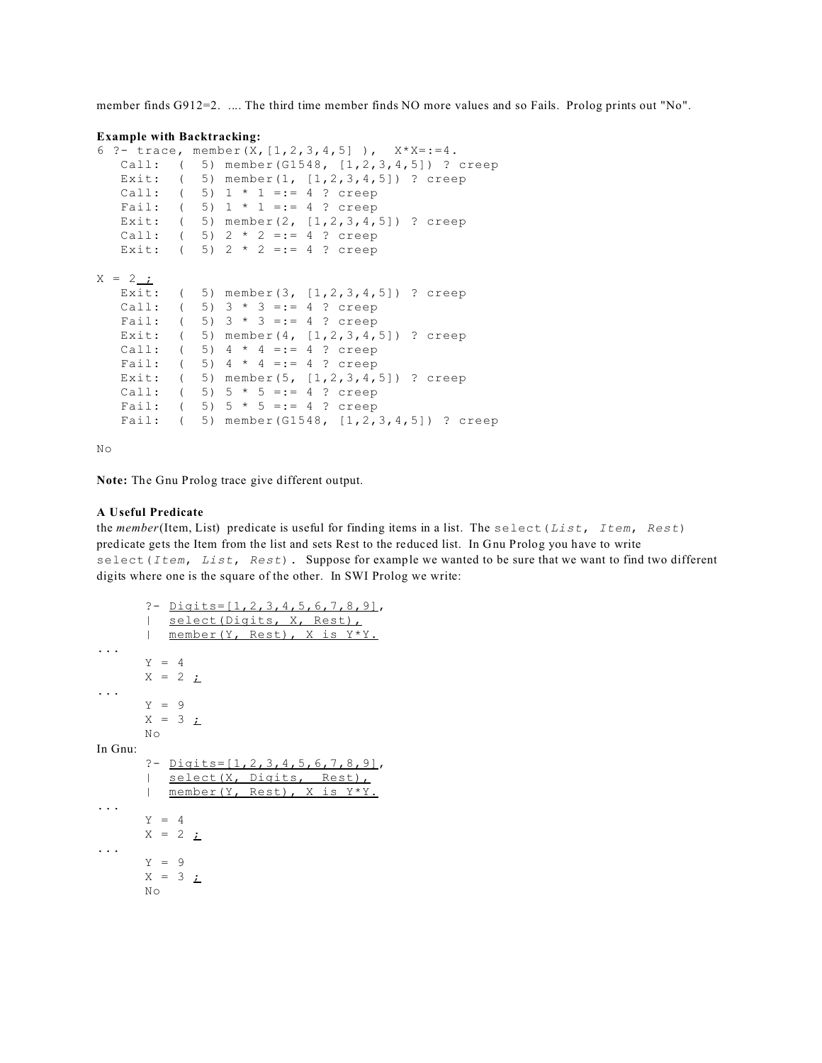member finds G912=2. .... The third time member finds NO more values and so Fails. Prolog prints out "No".

**Example with Backtracking:**

```
6 ?- trace, member(X,[1,2,3,4,5] ),  X*X=:=4.
   Call:  (  5) member(G1548, [1,2,3,4,5]) ? creep
   Exit:  (  5) member(1, [1,2,3,4,5]) ? creep
   Call:  (  5) 1 * 1 =:= 4 ? creep
   Fail:  (  5) 1 * 1 =:= 4 ? creep
   Exit:  (  5) member(2, [1,2,3,4,5]) ? creep
   Call:  (  5) 2 * 2 =:= 4 ? creep
   Exit:  (  5) 2 * 2 =:= 4 ? creep

X = 2 ;
   Exit:  (  5) member(3, [1,2,3,4,5]) ? creep
   Call:  (  5) 3 * 3 =:= 4 ? creep
   Fail:  (  5) 3 * 3 =:= 4 ? creep
   Exit:  (  5) member(4, [1,2,3,4,5]) ? creep
   Call:  (  5) 4 * 4 =:= 4 ? creep
   Fail:  (  5) 4 * 4 =:= 4 ? creep
   Exit:  (  5) member(5, [1,2,3,4,5]) ? creep
   Call:  (  5) 5 * 5 =:= 4 ? creep
   Fail:  (  5) 5 * 5 =:= 4 ? creep
   Fail:  (  5) member(G1548, [1,2,3,4,5]) ? creep

No
```

**Note:** The Gnu Prolog trace give different output.

**A Useful Predicate**

the *member*(Item, List) predicate is useful for finding items in a list. The `select(List, Item, Rest)` predicate gets the Item from the list and sets Rest to the reduced list. In Gnu Prolog you have to write `select(Item, List, Rest)`. Suppose for example we wanted to be sure that we want to find two different digits where one is the square of the other. In SWI Prolog we write:

```
       ?- Digits=[1,2,3,4,5,6,7,8,9],
       |  select(Digits, X, Rest),
       |  member(Y, Rest), X is Y*Y.
...
       Y = 4
       X = 2 ;
...
       Y = 9
       X = 3 ;
       No
```

In Gnu:

```
       ?- Digits=[1,2,3,4,5,6,7,8,9],
       |  select(X, Digits,  Rest),
       |  member(Y, Rest), X is Y*Y.
...
       Y = 4
       X = 2 ;
...
       Y = 9
       X = 3 ;
       No
```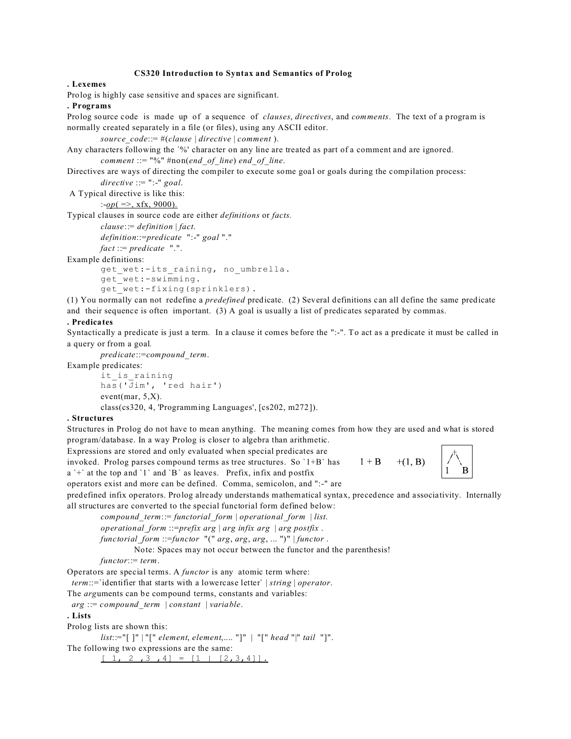# CS320 Introduction to Syntax and Semantics of Prolog

### . Lexemes

Prolog is highly case sensitive and spaces are significant.

### . Programs

Prolog source code is made up of a sequence of *clauses*, *directives*, and *comments*. The text of a program is normally created separately in a file (or files), using any ASCII editor.

> *source_code*::= #(*clause* | *directive* | *comment* ).

Any characters following the `%' character on any line are treated as part of a comment and are ignored.

> *comment* ::= "%" #non(*end_of_line*) *end_of_line*.

Directives are ways of directing the compiler to execute some goal or goals during the compilation process:

> *directive* ::= ":-" *goal*.

A Typical directive is like this:

> :-<u>*op*( =>, xfx, 9000).</u>

Typical clauses in source code are either *definitions* or *facts.*

> *clause*::= *definition* | *fact*.
>
> *definition*::=*predicate* ":-" *goal* "."
>
> *fact* ::= *predicate* ".".

Example definitions:

```
get_wet:-its_raining, no_umbrella.
get_wet:-swimming.
get_wet:-fixing(sprinklers).
```

(1) You normally can not redefine a *predefined* predicate. (2) Several definitions can all define the same predicate and their sequence is often important. (3) A goal is usually a list of predicates separated by commas.

### . Predicates

Syntactically a predicate is just a term. In a clause it comes before the ":-". To act as a predicate it must be called in a query or from a goal.

> *predicate*::=*compound_term*.

Example predicates:

```
it_is_raining
has('Jim', 'red hair')
event(mar, 5,X).
class(cs320, 4, 'Programming Languages', [cs202, m272]).
```

### . Structures

Structures in Prolog do not have to mean anything. The meaning comes from how they are used and what is stored program/database. In a way Prolog is closer to algebra than arithmetic.

Expressions are stored and only evaluated when special predicates are invoked. Prolog parses compound terms as tree structures. So `1+B` has a `+` at the top and `1` and `B` as leaves. Prefix, infix and postfix operators exist and more can be defined. Comma, semicolon, and ":-" are predefined infix operators. Prolog already understands mathematical syntax, precedence and associativity. Internally all structures are converted to the special functorial form defined below:

1 + B     +(1, B)

```
  +
 / \
1   B
```

> *compound_term*::= *functorial_form* | *operational_form* | *list*.
>
> *operational_form* ::=*prefix arg* | *arg infix arg* | *arg postfix* .
>
> *functorial_form* ::=*functor* "(" *arg*, *arg*, *arg*, ... ")" | *functor* .
>
> Note: Spaces may not occur between the functor and the parenthesis!
>
> *functor*::= *term*.

Operators are special terms. A *functor* is any atomic term where:

> *term*::=`identifier that starts with a lowercase letter` | *string* | *operator*.

The *arg*uments can be compound terms, constants and variables:

> *arg* ::= *compound_term* | *constant* | *variable*.

### . Lists

Prolog lists are shown this:

> *list*::="[ ]" | "[" *element*, *element*,.... "]" | "[" *head* "|" *tail* "]".

The following two expressions are the same:

> <u>`[ 1, 2 ,3 ,4] = [1 | [2,3,4]].`</u>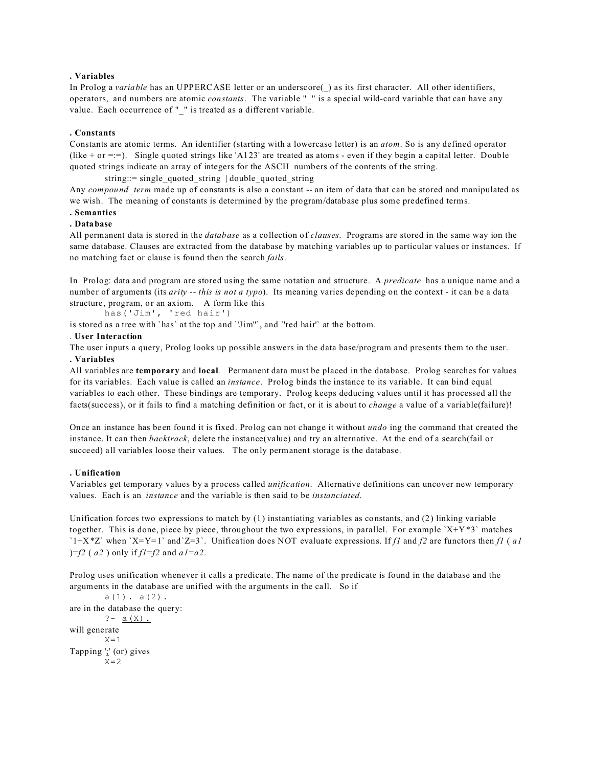**. Variables**

In Prolog a *variable* has an UPPERCASE letter or an underscore(_) as its first character. All other identifiers, operators, and numbers are atomic *constants*. The variable "_" is a special wild-card variable that can have any value. Each occurrence of "_" is treated as a different variable.

**. Constants**

Constants are atomic terms. An identifier (starting with a lowercase letter) is an *atom*. So is any defined operator (like + or =:=). Single quoted strings like 'A123' are treated as atoms - even if they begin a capital letter. Double quoted strings indicate an array of integers for the ASCII numbers of the contents of the string.

string::= single_quoted_string | double_quoted_string

Any *compound_term* made up of constants is also a constant -- an item of data that can be stored and manipulated as we wish. The meaning of constants is determined by the program/database plus some predefined terms.

**. Semantics**

**. Database**

All permanent data is stored in the *database* as a collection of *clauses*. Programs are stored in the same way ion the same database. Clauses are extracted from the database by matching variables up to particular values or instances. If no matching fact or clause is found then the search *fails*.

In Prolog: data and program are stored using the same notation and structure. A *predicate* has a unique name and a number of arguments (its *arity -- this is not a typo*). Its meaning varies depending on the context - it can be a data structure, program, or an axiom. A form like this

```
has('Jim', 'red hair')
```

is stored as a tree with `has` at the top and `'Jim'`, and `'red hair'` at the bottom.

**. User Interaction**

The user inputs a query, Prolog looks up possible answers in the data base/program and presents them to the user.

**. Variables**

All variables are **temporary** and **local**. Permanent data must be placed in the database. Prolog searches for values for its variables. Each value is called an *instance*. Prolog binds the instance to its variable. It can bind equal variables to each other. These bindings are temporary. Prolog keeps deducing values until it has processed all the facts(success), or it fails to find a matching definition or fact, or it is about to *change* a value of a variable(failure)!

Once an instance has been found it is fixed. Prolog can not change it without *undo* ing the command that created the instance. It can then *backtrack*, delete the instance(value) and try an alternative. At the end of a search(fail or succeed) all variables loose their values. The only permanent storage is the database.

**. Unification**

Variables get temporary values by a process called *unification*. Alternative definitions can uncover new temporary values. Each is an *instance* and the variable is then said to be *instanciated*.

Unification forces two expressions to match by (1) instantiating variables as constants, and (2) linking variable together. This is done, piece by piece, throughout the two expressions, in parallel. For example `X+Y*3` matches `1+X*Z` when `X=Y=1` and `Z=3`. Unification does NOT evaluate expressions. If *f1* and *f2* are functors then *f1* ( *a1* )=*f2* ( *a2* ) only if *f1*=*f2* and *a1*=*a2*.

Prolog uses unification whenever it calls a predicate. The name of the predicate is found in the database and the arguments in the database are unified with the arguments in the call. So if

```
a(1). a(2).
```

are in the database the query:

```
?- a(X).
```

will generate

```
X=1
```

Tapping ';' (or) gives

```
X=2
```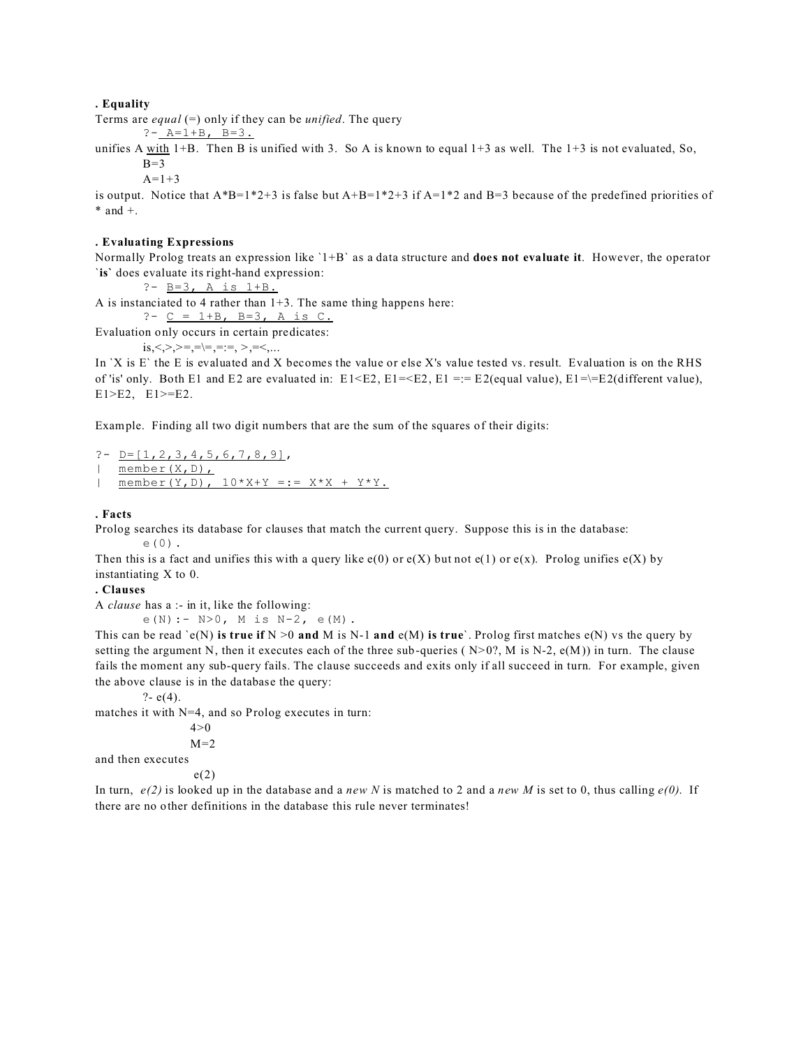**. Equality**

Terms are *equal* (=) only if they can be *unified*. The query

```
?- A=1+B, B=3.
```

unifies A with 1+B. Then B is unified with 3. So A is known to equal 1+3 as well. The 1+3 is not evaluated, So,

B=3
A=1+3

is output. Notice that A*B=1*2+3 is false but A+B=1*2+3 if A=1*2 and B=3 because of the predefined priorities of * and +.

**. Evaluating Expressions**

Normally Prolog treats an expression like `1+B` as a data structure and **does not evaluate it**. However, the operator `**is**` does evaluate its right-hand expression:

```
?- B=3, A is 1+B.
```

A is instanciated to 4 rather than 1+3. The same thing happens here:

```
?- C = 1+B, B=3, A is C.
```

Evaluation only occurs in certain predicates:

is,<,>,>=,=\=,=:=, >,=<,...

In `X is E` the E is evaluated and X becomes the value or else X's value tested vs. result. Evaluation is on the RHS of 'is' only. Both E1 and E2 are evaluated in: E1<E2, E1=<E2, E1 =:= E2(equal value), E1=\=E2(different value), E1>E2, E1>=E2.

Example. Finding all two digit numbers that are the sum of the squares of their digits:

```
?- D=[1,2,3,4,5,6,7,8,9],
|  member(X,D),
|  member(Y,D), 10*X+Y =:= X*X + Y*Y.
```

**. Facts**

Prolog searches its database for clauses that match the current query. Suppose this is in the database:

```
e(0).
```

Then this is a fact and unifies this with a query like e(0) or e(X) but not e(1) or e(x). Prolog unifies e(X) by instantiating X to 0.

**. Clauses**

A *clause* has a :- in it, like the following:

```
e(N):- N>0, M is N-2, e(M).
```

This can be read `e(N) **is true if** N >0 **and** M is N-1 **and** e(M) **is true**`. Prolog first matches e(N) vs the query by setting the argument N, then it executes each of the three sub-queries ( N>0?, M is N-2, e(M)) in turn. The clause fails the moment any sub-query fails. The clause succeeds and exits only if all succeed in turn. For example, given the above clause is in the database the query:

?- e(4).

matches it with N=4, and so Prolog executes in turn:

4>0
M=2

and then executes

e(2)

In turn, *e(2)* is looked up in the database and a *new N* is matched to 2 and a *new M* is set to 0, thus calling *e(0)*. If there are no other definitions in the database this rule never terminates!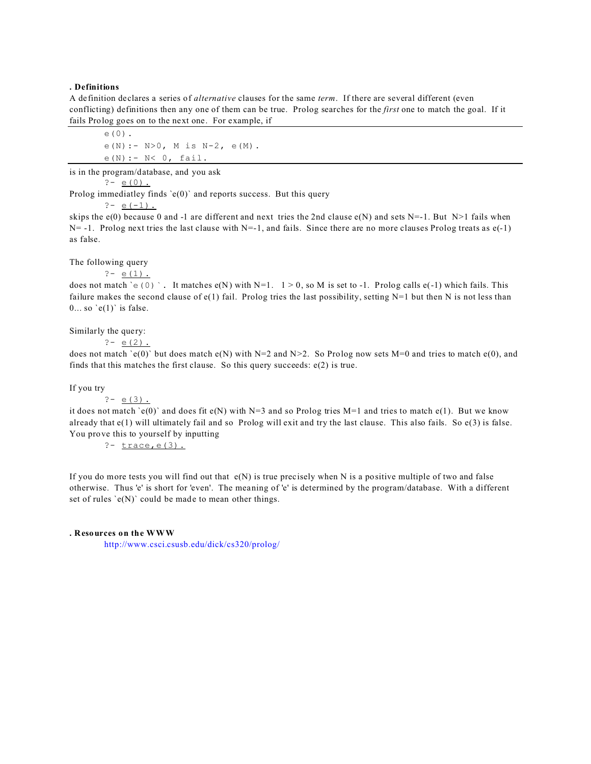### . Definitions

A definition declares a series of *alternative* clauses for the same *term*. If there are several different (even conflicting) definitions then any one of them can be true. Prolog searches for the *first* one to match the goal. If it fails Prolog goes on to the next one. For example, if

```
e(0).
e(N):- N>0, M is N-2, e(M).
e(N):- N< 0, fail.
```

is in the program/database, and you ask

```
?- e(0).
```

Prolog immediatley finds `e(0)` and reports success. But this query

```
?- e(-1).
```

skips the e(0) because 0 and -1 are different and next tries the 2nd clause e(N) and sets N=-1. But N>1 fails when N= -1. Prolog next tries the last clause with N=-1, and fails. Since there are no more clauses Prolog treats as e(-1) as false.

The following query

```
?- e(1).
```

does not match `e(0)`. It matches e(N) with N=1. 1 > 0, so M is set to -1. Prolog calls e(-1) which fails. This failure makes the second clause of e(1) fail. Prolog tries the last possibility, setting N=1 but then N is not less than 0... so `e(1)` is false.

Similarly the query:

```
?- e(2).
```

does not match `e(0)` but does match e(N) with N=2 and N>2. So Prolog now sets M=0 and tries to match e(0), and finds that this matches the first clause. So this query succeeds: e(2) is true.

If you try

```
?- e(3).
```

it does not match `e(0)` and does fit e(N) with N=3 and so Prolog tries M=1 and tries to match e(1). But we know already that e(1) will ultimately fail and so Prolog will exit and try the last clause. This also fails. So e(3) is false. You prove this to yourself by inputting

```
?- trace,e(3).
```

If you do more tests you will find out that e(N) is true precisely when N is a positive multiple of two and false otherwise. Thus 'e' is short for 'even'. The meaning of 'e' is determined by the program/database. With a different set of rules `e(N)` could be made to mean other things.

### . Resources on the WWW

http://www.csci.csusb.edu/dick/cs320/prolog/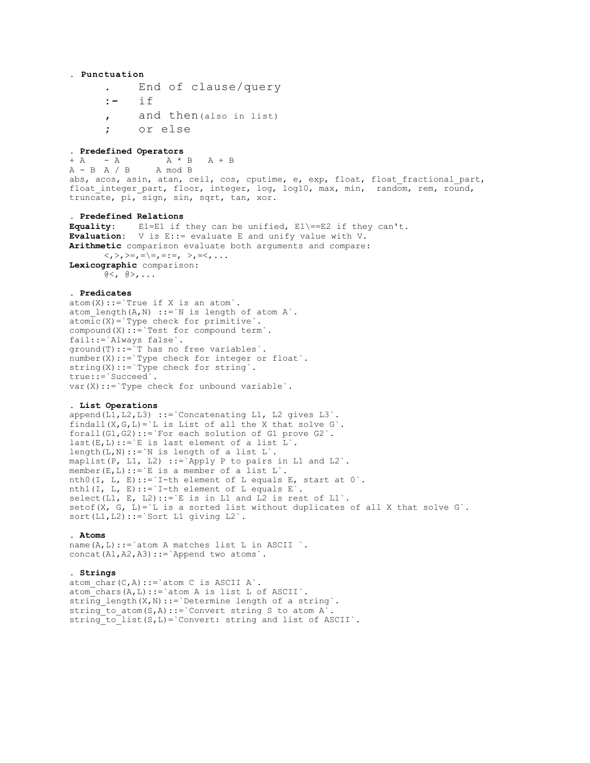**. Punctuation**

- `.` End of clause/query
- `:-` if
- `,` and then(also in list)
- `;` or else

**. Predefined Operators**

```
+ A    - A         A * B   A + B
A - B  A / B     A mod B
```

abs, acos, asin, atan, ceil, cos, cputime, e, exp, float, float_fractional_part, float_integer_part, floor, integer, log, log10, max, min, random, rem, round, truncate, pi, sign, sin, sqrt, tan, xor.

**. Predefined Relations**

**Equality:** E1=E1 if they can be unified, E1\==E2 if they can't.
**Evaluation:** V is E::= evaluate E and unify value with V.
**Arithmetic** comparison evaluate both arguments and compare:
<,>,>=,=\=,=:=, >,=<,...
**Lexicographic** comparison:
@<, @>,...

**. Predicates**

```
atom(X)::=`True if X is an atom`.
atom_length(A,N) ::=`N is length of atom A`.
atomic(X)=`Type check for primitive`.
compound(X)::=`Test for compound term`.
fail::=`Always false`.
ground(T)::=`T has no free variables`.
number(X)::=`Type check for integer or float`.
string(X)::=`Type check for string`.
true::=`Succeed`.
var(X)::=`Type check for unbound variable`.
```

**. List Operations**

```
append(L1,L2,L3) ::=`Concatenating L1, L2 gives L3`.
findall(X,G,L)=`L is List of all the X that solve G`.
forall(G1,G2)::=`For each solution of G1 prove G2`.
last(E,L)::=`E is last element of a list L`.
length(L,N)::=`N is length of a list L`.
maplist(P, L1, L2) ::=`Apply P to pairs in L1 and L2`.
member(E,L)::=`E is a member of a list L`.
nth0(I, L, E)::=`I-th element of L equals E, start at 0`.
nth1(I, L, E)::=`I-th element of L equals E`.
select(L1, E, L2)::=`E is in L1 and L2 is rest of L1`.
setof(X, G, L)=`L is a sorted list without duplicates of all X that solve G`.
sort(L1,L2)::=`Sort L1 giving L2`.
```

**. Atoms**

```
name(A,L)::=`atom A matches list L in ASCII `.
concat(A1,A2,A3)::=`Append two atoms`.
```

**. Strings**

```
atom_char(C,A)::=`atom C is ASCII A`.
atom_chars(A,L)::=`atom A is list L of ASCII`.
string_length(X,N)::=`Determine length of a string`.
string_to_atom(S,A)::=`Convert string S to atom A`.
string_to_list(S,L)=`Convert: string and list of ASCII`.
```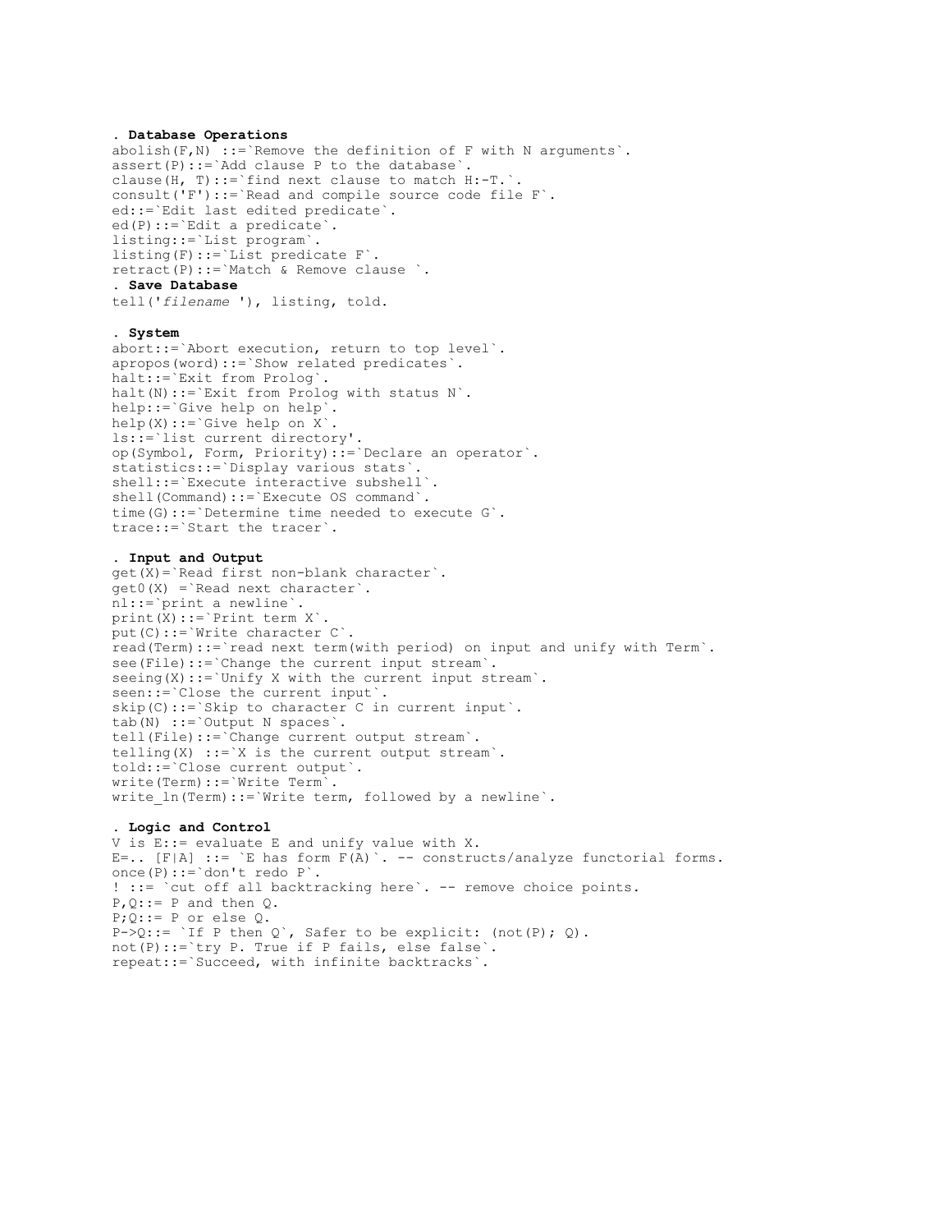**. Database Operations**

```
abolish(F,N) ::=`Remove the definition of F with N arguments`.
assert(P)::=`Add clause P to the database`.
clause(H, T)::=`find next clause to match H:-T.`.
consult('F')::=`Read and compile source code file F`.
ed::=`Edit last edited predicate`.
ed(P)::=`Edit a predicate`.
listing::=`List program`.
listing(F)::=`List predicate F`.
retract(P)::=`Match & Remove clause `.
```

**. Save Database**

tell('*filename* '), listing, told.

**. System**

```
abort::=`Abort execution, return to top level`.
apropos(word)::=`Show related predicates`.
halt::=`Exit from Prolog`.
halt(N)::=`Exit from Prolog with status N`.
help::=`Give help on help`.
help(X)::=`Give help on X`.
ls::=`list current directory'.
op(Symbol, Form, Priority)::=`Declare an operator`.
statistics::=`Display various stats`.
shell::=`Execute interactive subshell`.
shell(Command)::=`Execute OS command`.
time(G)::=`Determine time needed to execute G`.
trace::=`Start the tracer`.
```

**. Input and Output**

```
get(X)=`Read first non-blank character`.
get0(X) =`Read next character`.
nl::=`print a newline`.
print(X)::=`Print term X`.
put(C)::=`Write character C`.
read(Term)::=`read next term(with period) on input and unify with Term`.
see(File)::=`Change the current input stream`.
seeing(X)::=`Unify X with the current input stream`.
seen::=`Close the current input`.
skip(C)::=`Skip to character C in current input`.
tab(N) ::=`Output N spaces`.
tell(File)::=`Change current output stream`.
telling(X) ::=`X is the current output stream`.
told::=`Close current output`.
write(Term)::=`Write Term`.
write_ln(Term)::=`Write term, followed by a newline`.
```

**. Logic and Control**

```
V is E::= evaluate E and unify value with X.
E=.. [F|A] ::= `E has form F(A)`. -- constructs/analyze functorial forms.
once(P)::=`don't redo P`.
! ::= `cut off all backtracking here`. -- remove choice points.
P,Q::= P and then Q.
P;Q::= P or else Q.
P->Q::= `If P then Q`, Safer to be explicit: (not(P); Q).
not(P)::=`try P. True if P fails, else false`.
repeat::=`Succeed, with infinite backtracks`.
```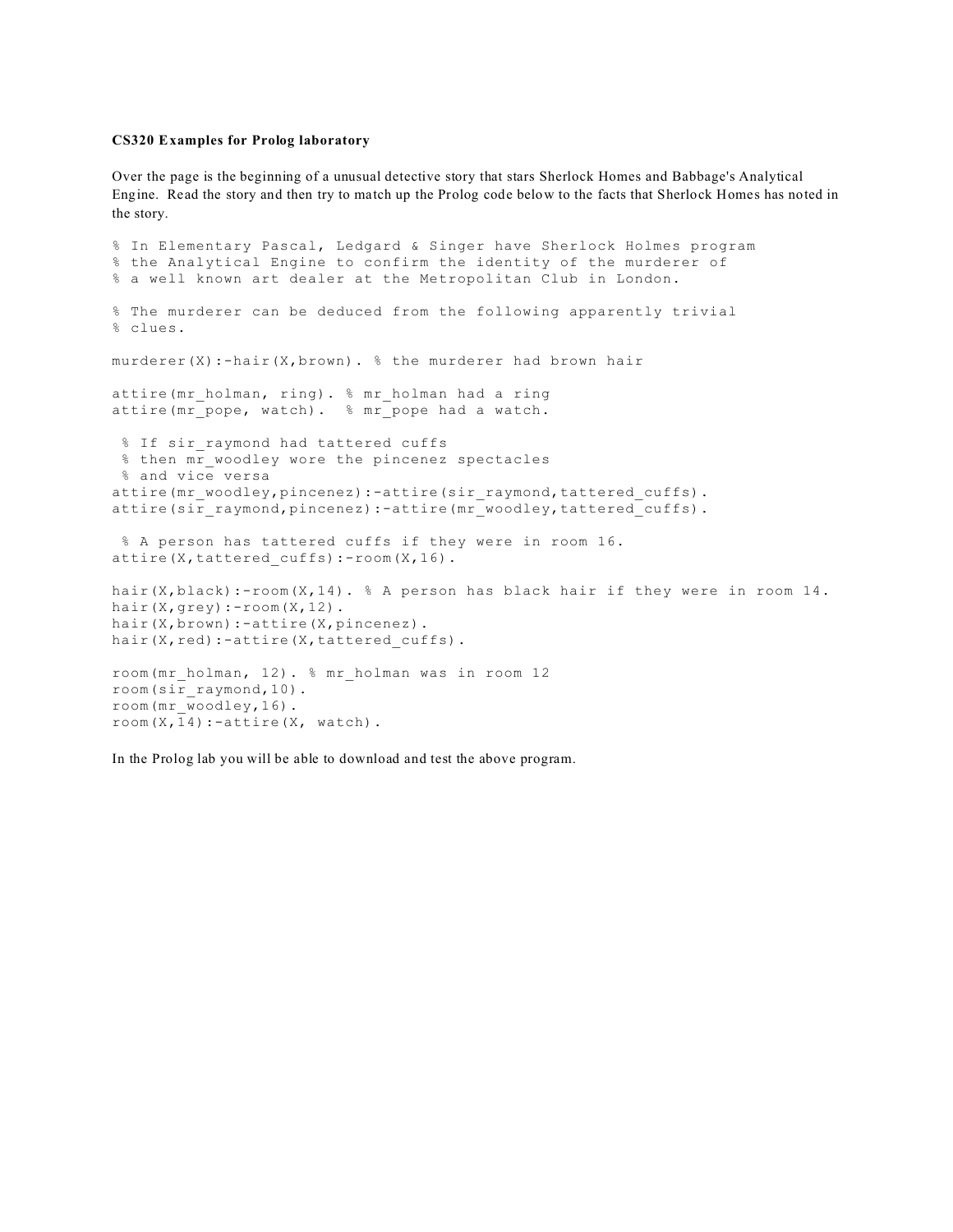**CS320 Examples for Prolog laboratory**

Over the page is the beginning of a unusual detective story that stars Sherlock Homes and Babbage's Analytical Engine. Read the story and then try to match up the Prolog code below to the facts that Sherlock Homes has noted in the story.

```
% In Elementary Pascal, Ledgard & Singer have Sherlock Holmes program
% the Analytical Engine to confirm the identity of the murderer of
% a well known art dealer at the Metropolitan Club in London.

% The murderer can be deduced from the following apparently trivial
% clues.

murderer(X):-hair(X,brown). % the murderer had brown hair

attire(mr_holman, ring). % mr_holman had a ring
attire(mr_pope, watch).  % mr_pope had a watch.

 % If sir_raymond had tattered cuffs
 % then mr_woodley wore the pincenez spectacles
 % and vice versa
attire(mr_woodley,pincenez):-attire(sir_raymond,tattered_cuffs).
attire(sir_raymond,pincenez):-attire(mr_woodley,tattered_cuffs).

 % A person has tattered cuffs if they were in room 16.
attire(X,tattered_cuffs):-room(X,16).

hair(X,black):-room(X,14). % A person has black hair if they were in room 14.
hair(X,grey):-room(X,12).
hair(X,brown):-attire(X,pincenez).
hair(X,red):-attire(X,tattered_cuffs).

room(mr_holman, 12). % mr_holman was in room 12
room(sir_raymond,10).
room(mr_woodley,16).
room(X,14):-attire(X, watch).
```

In the Prolog lab you will be able to download and test the above program.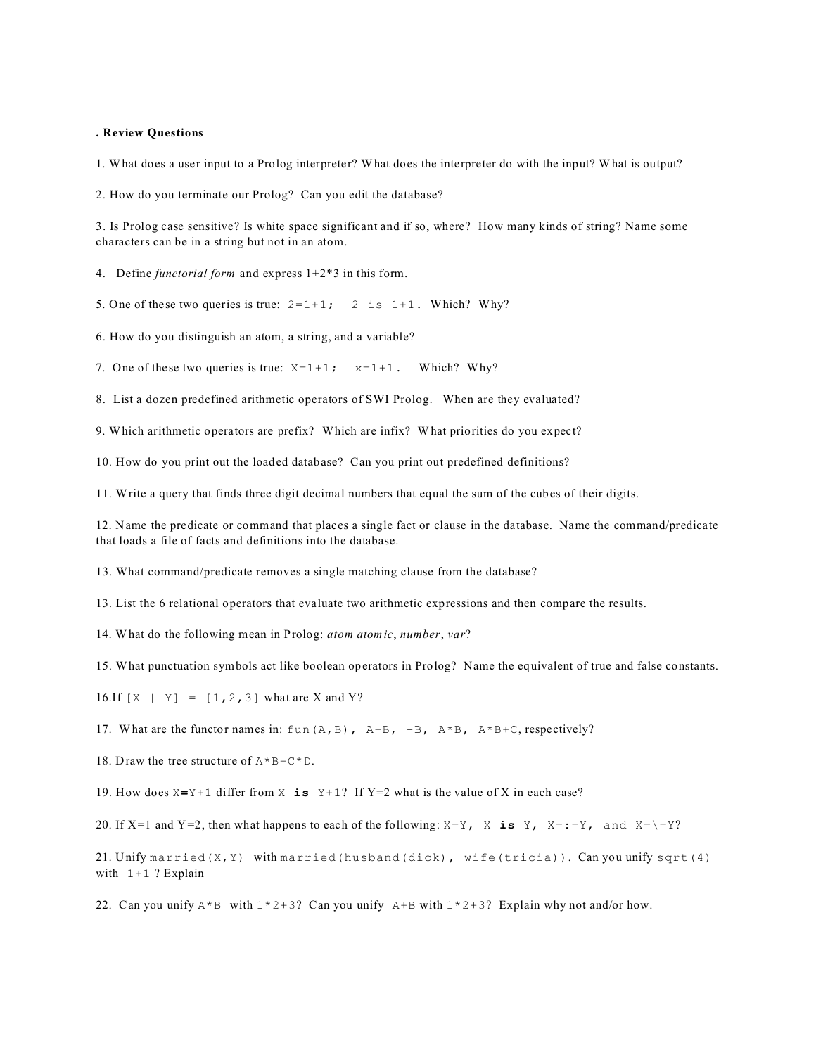**. Review Questions**

1. What does a user input to a Prolog interpreter? What does the interpreter do with the input? What is output?

2. How do you terminate our Prolog? Can you edit the database?

3. Is Prolog case sensitive? Is white space significant and if so, where? How many kinds of string? Name some characters can be in a string but not in an atom.

4. Define *functorial form* and express 1+2*3 in this form.

5. One of these two queries is true: `2=1+1;` `2 is 1+1.` Which? Why?

6. How do you distinguish an atom, a string, and a variable?

7. One of these two queries is true: `X=1+1;` `x=1+1.` Which? Why?

8. List a dozen predefined arithmetic operators of SWI Prolog. When are they evaluated?

9. Which arithmetic operators are prefix? Which are infix? What priorities do you expect?

10. How do you print out the loaded database? Can you print out predefined definitions?

11. Write a query that finds three digit decimal numbers that equal the sum of the cubes of their digits.

12. Name the predicate or command that places a single fact or clause in the database. Name the command/predicate that loads a file of facts and definitions into the database.

13. What command/predicate removes a single matching clause from the database?

13. List the 6 relational operators that evaluate two arithmetic expressions and then compare the results.

14. What do the following mean in Prolog: *atom atomic*, *number*, *var*?

15. What punctuation symbols act like boolean operators in Prolog? Name the equivalent of true and false constants.

16.If `[X | Y] = [1,2,3]` what are X and Y?

17. What are the functor names in: `fun(A,B), A+B, -B, A*B, A*B+C`, respectively?

18. Draw the tree structure of `A*B+C*D`.

19. How does `X=Y+1` differ from `X` **is** `Y+1`? If Y=2 what is the value of X in each case?

20. If X=1 and Y=2, then what happens to each of the following: `X=Y, X` **is** `Y, X=:=Y, and X=\=Y`?

21. Unify `married(X,Y)` with `married(husband(dick), wife(tricia))`. Can you unify `sqrt(4)` with `1+1` ? Explain

22. Can you unify `A*B` with `1*2+3`? Can you unify `A+B` with `1*2+3`? Explain why not and/or how.